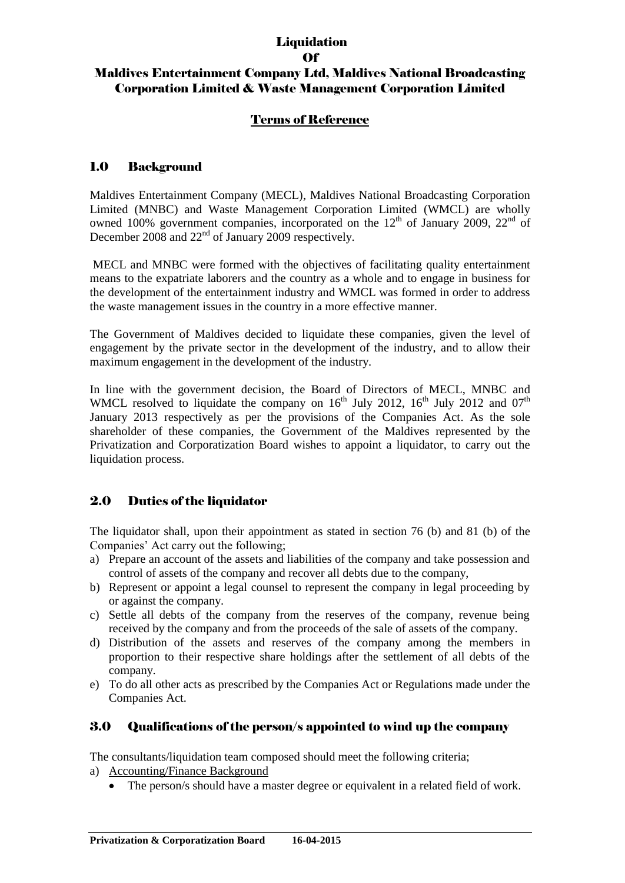# Liquidation Of Maldives Entertainment Company Ltd, Maldives National Broadcasting Corporation Limited & Waste Management Corporation Limited

## Terms of Reference

## 1.0 Background

Maldives Entertainment Company (MECL), Maldives National Broadcasting Corporation Limited (MNBC) and Waste Management Corporation Limited (WMCL) are wholly owned 100% government companies, incorporated on the 12th of January 2009, 22nd of December 2008 and 22nd of January 2009 respectively.

MECL and MNBC were formed with the objectives of facilitating quality entertainment means to the expatriate laborers and the country as a whole and to engage in business for the development of the entertainment industry and WMCL was formed in order to address the waste management issues in the country in a more effective manner.

The Government of Maldives decided to liquidate these companies, given the level of engagement by the private sector in the development of the industry, and to allow their maximum engagement in the development of the industry.

In line with the government decision, the Board of Directors of MECL, MNBC and WMCL resolved to liquidate the company on 16th July 2012, 16th July 2012 and 07th January 2013 respectively as per the provisions of the Companies Act. As the sole shareholder of these companies, the Government of the Maldives represented by the Privatization and Corporatization Board wishes to appoint a liquidator, to carry out the liquidation process.

## 2.0 Duties of the liquidator

The liquidator shall, upon their appointment as stated in section 76 (b) and 81 (b) of the Companies' Act carry out the following;

a) Prepare an account of the assets and liabilities of the company and take possession and control of assets of the company and recover all debts due to the company,
b) Represent or appoint a legal counsel to represent the company in legal proceeding by or against the company.
c) Settle all debts of the company from the reserves of the company, revenue being received by the company and from the proceeds of the sale of assets of the company.
d) Distribution of the assets and reserves of the company among the members in proportion to their respective share holdings after the settlement of all debts of the company.
e) To do all other acts as prescribed by the Companies Act or Regulations made under the Companies Act.

## 3.0 Qualifications of the person/s appointed to wind up the company

The consultants/liquidation team composed should meet the following criteria;

a) Accounting/Finance Background
   - The person/s should have a master degree or equivalent in a related field of work.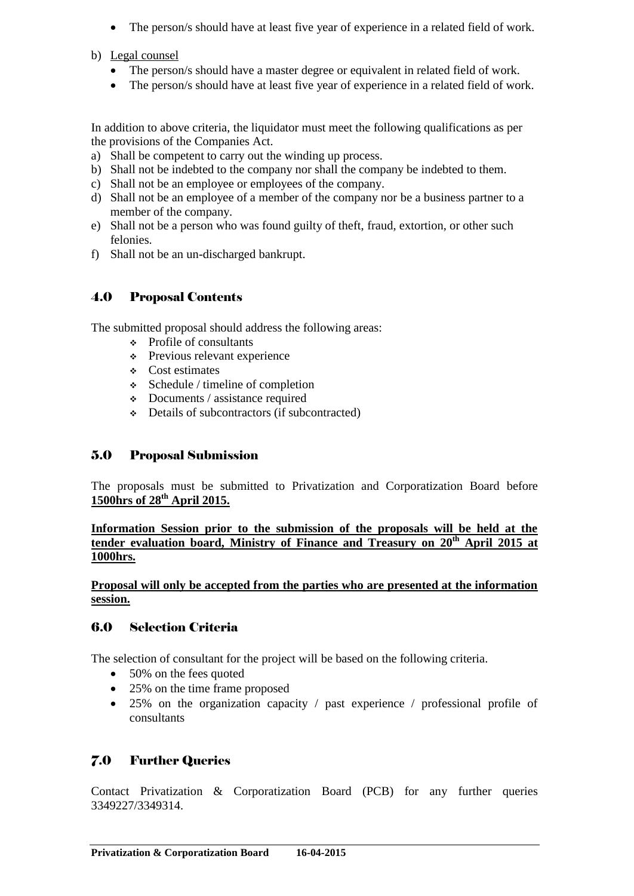- The person/s should have at least five year of experience in a related field of work.

b) Legal counsel
   - The person/s should have a master degree or equivalent in related field of work.
   - The person/s should have at least five year of experience in a related field of work.

In addition to above criteria, the liquidator must meet the following qualifications as per the provisions of the Companies Act.

a) Shall be competent to carry out the winding up process.
b) Shall not be indebted to the company nor shall the company be indebted to them.
c) Shall not be an employee or employees of the company.
d) Shall not be an employee of a member of the company nor be a business partner to a member of the company.
e) Shall not be a person who was found guilty of theft, fraud, extortion, or other such felonies.
f) Shall not be an un-discharged bankrupt.

## 4.0 Proposal Contents

The submitted proposal should address the following areas:

- Profile of consultants
- Previous relevant experience
- Cost estimates
- Schedule / timeline of completion
- Documents / assistance required
- Details of subcontractors (if subcontracted)

## 5.0 Proposal Submission

The proposals must be submitted to Privatization and Corporatization Board before **1500hrs of 28th April 2015.**

**Information Session prior to the submission of the proposals will be held at the tender evaluation board, Ministry of Finance and Treasury on 20th April 2015 at 1000hrs.**

**Proposal will only be accepted from the parties who are presented at the information session.**

## 6.0 Selection Criteria

The selection of consultant for the project will be based on the following criteria.

- 50% on the fees quoted
- 25% on the time frame proposed
- 25% on the organization capacity / past experience / professional profile of consultants

## 7.0 Further Queries

Contact Privatization & Corporatization Board (PCB) for any further queries 3349227/3349314.